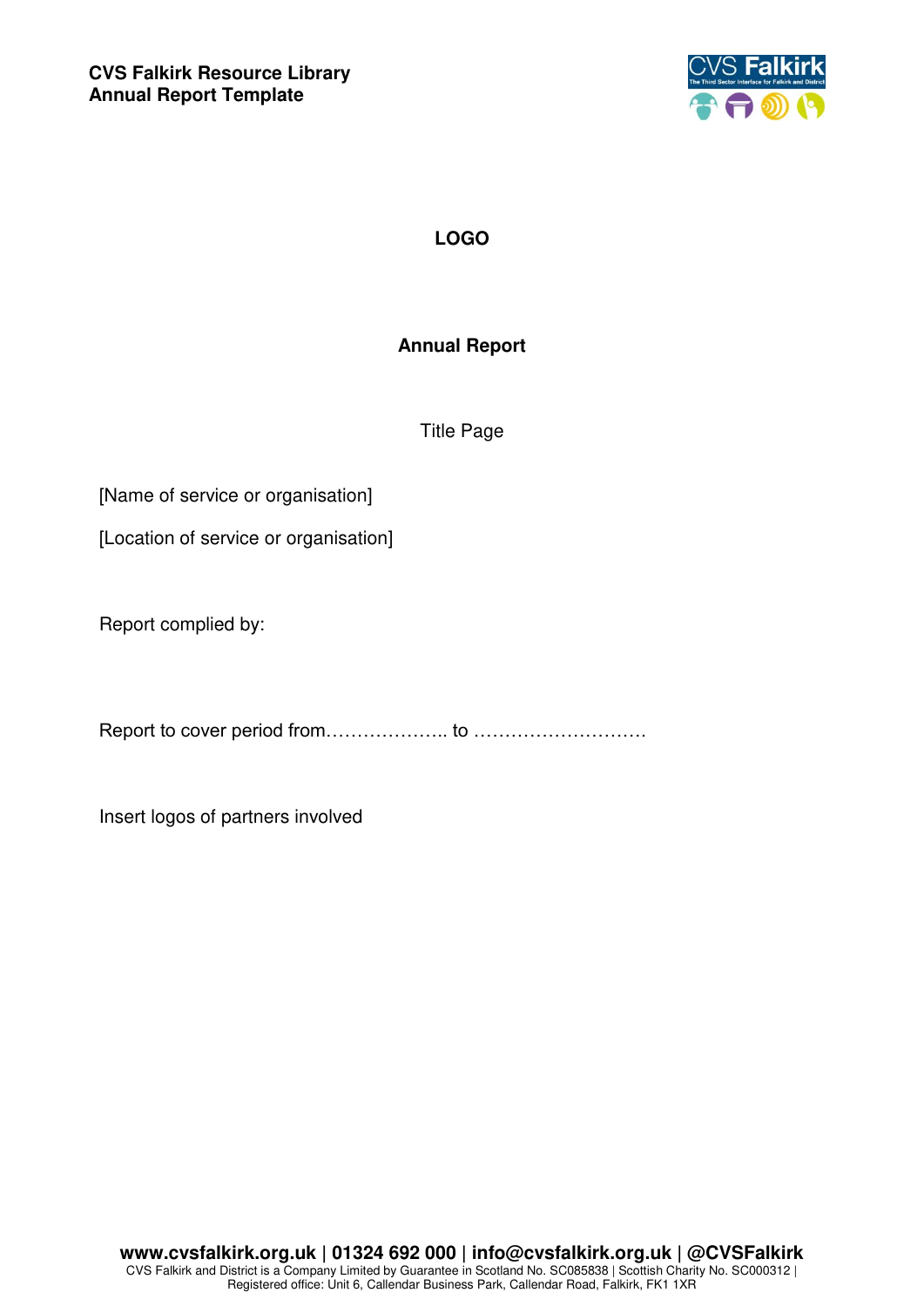**CVS Falkirk Resource Library**
**Annual Report Template**

**LOGO**

# Annual Report

Title Page

[Name of service or organisation]

[Location of service or organisation]

Report complied by:

Report to cover period from……………….. to ……………………….

Insert logos of partners involved

**www.cvsfalkirk.org.uk | 01324 692 000 | info@cvsfalkirk.org.uk | @CVSFalkirk**
CVS Falkirk and District is a Company Limited by Guarantee in Scotland No. SC085838 | Scottish Charity No. SC000312 |
Registered office: Unit 6, Callendar Business Park, Callendar Road, Falkirk, FK1 1XR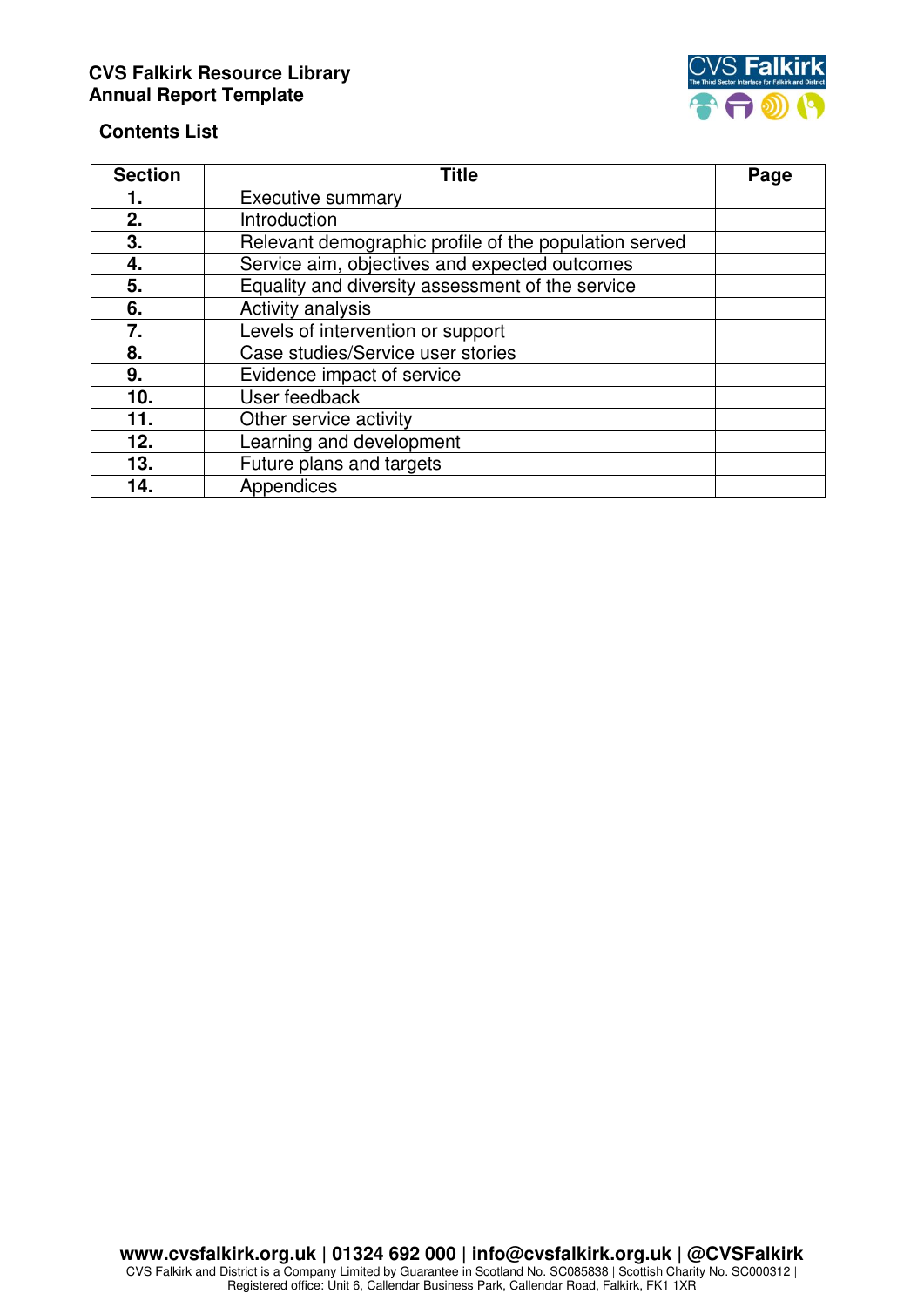**CVS Falkirk Resource Library**
**Annual Report Template**

**Contents List**

| Section | Title | Page |
|---|---|---|
| **1.** | Executive summary | |
| **2.** | Introduction | |
| **3.** | Relevant demographic profile of the population served | |
| **4.** | Service aim, objectives and expected outcomes | |
| **5.** | Equality and diversity assessment of the service | |
| **6.** | Activity analysis | |
| **7.** | Levels of intervention or support | |
| **8.** | Case studies/Service user stories | |
| **9.** | Evidence impact of service | |
| **10.** | User feedback | |
| **11.** | Other service activity | |
| **12.** | Learning and development | |
| **13.** | Future plans and targets | |
| **14.** | Appendices | |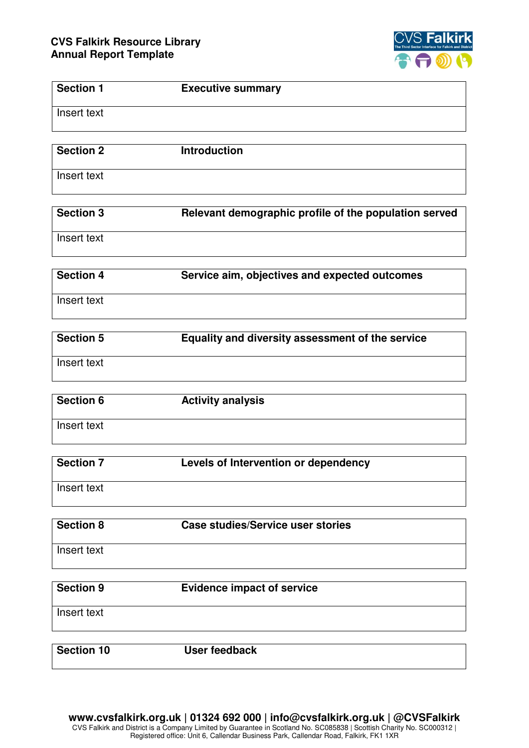**CVS Falkirk Resource Library**
**Annual Report Template**

| Section 1 | Executive summary |
| --- | --- |
| Insert text | |

| Section 2 | Introduction |
| --- | --- |
| Insert text | |

| Section 3 | Relevant demographic profile of the population served |
| --- | --- |
| Insert text | |

| Section 4 | Service aim, objectives and expected outcomes |
| --- | --- |
| Insert text | |

| Section 5 | Equality and diversity assessment of the service |
| --- | --- |
| Insert text | |

| Section 6 | Activity analysis |
| --- | --- |
| Insert text | |

| Section 7 | Levels of Intervention or dependency |
| --- | --- |
| Insert text | |

| Section 8 | Case studies/Service user stories |
| --- | --- |
| Insert text | |

| Section 9 | Evidence impact of service |
| --- | --- |
| Insert text | |

| Section 10 | User feedback |
| --- | --- |

**www.cvsfalkirk.org.uk | 01324 692 000 | info@cvsfalkirk.org.uk | @CVSFalkirk**
CVS Falkirk and District is a Company Limited by Guarantee in Scotland No. SC085838 | Scottish Charity No. SC000312 |
Registered office: Unit 6, Callendar Business Park, Callendar Road, Falkirk, FK1 1XR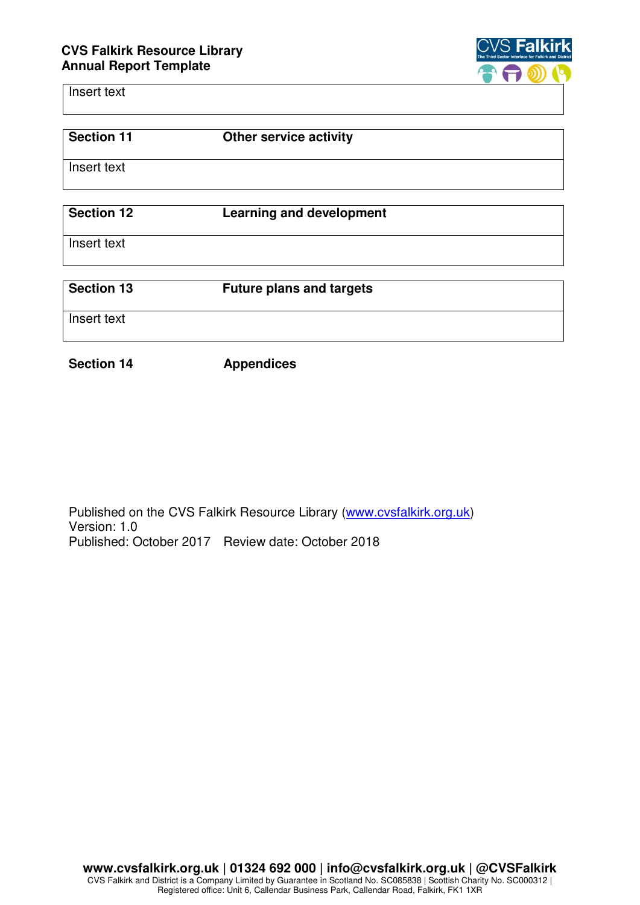| Insert text |
| --- |

| Section 11 | Other service activity |
| --- | --- |
| Insert text | |

| Section 12 | Learning and development |
| --- | --- |
| Insert text | |

| Section 13 | Future plans and targets |
| --- | --- |
| Insert text | |

**Section 14** **Appendices**

Published on the CVS Falkirk Resource Library ([www.cvsfalkirk.org.uk](http://www.cvsfalkirk.org.uk))
Version: 1.0
Published: October 2017 Review date: October 2018